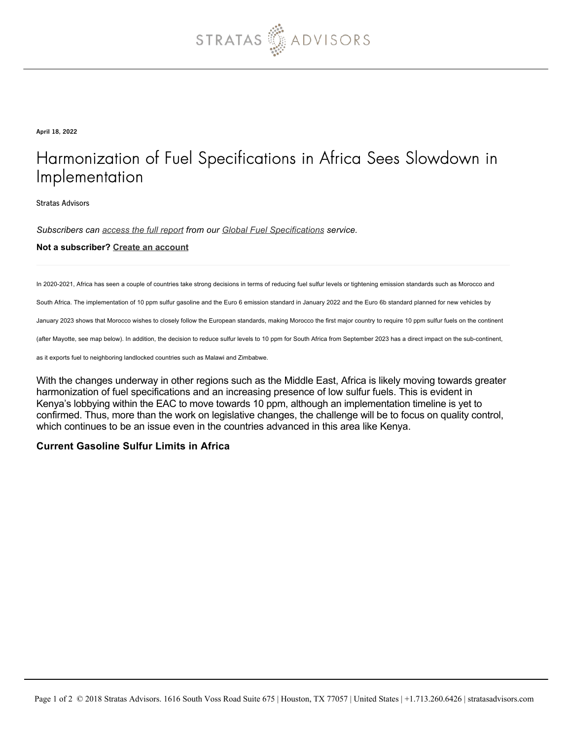April 18, 2022

# Harmonization of Fuel Specifications in Africa Sees Slowdown in Implementation

Stratas Advisors

*Subscribers can access the full report from our Global Fuel Specifications service.*

**Not a subscriber? Create an account**

---

In 2020-2021, Africa has seen a couple of countries take strong decisions in terms of reducing fuel sulfur levels or tightening emission standards such as Morocco and South Africa. The implementation of 10 ppm sulfur gasoline and the Euro 6 emission standard in January 2022 and the Euro 6b standard planned for new vehicles by January 2023 shows that Morocco wishes to closely follow the European standards, making Morocco the first major country to require 10 ppm sulfur fuels on the continent (after Mayotte, see map below). In addition, the decision to reduce sulfur levels to 10 ppm for South Africa from September 2023 has a direct impact on the sub-continent, as it exports fuel to neighboring landlocked countries such as Malawi and Zimbabwe.

With the changes underway in other regions such as the Middle East, Africa is likely moving towards greater harmonization of fuel specifications and an increasing presence of low sulfur fuels. This is evident in Kenya's lobbying within the EAC to move towards 10 ppm, although an implementation timeline is yet to confirmed. Thus, more than the work on legislative changes, the challenge will be to focus on quality control, which continues to be an issue even in the countries advanced in this area like Kenya.

**Current Gasoline Sulfur Limits in Africa**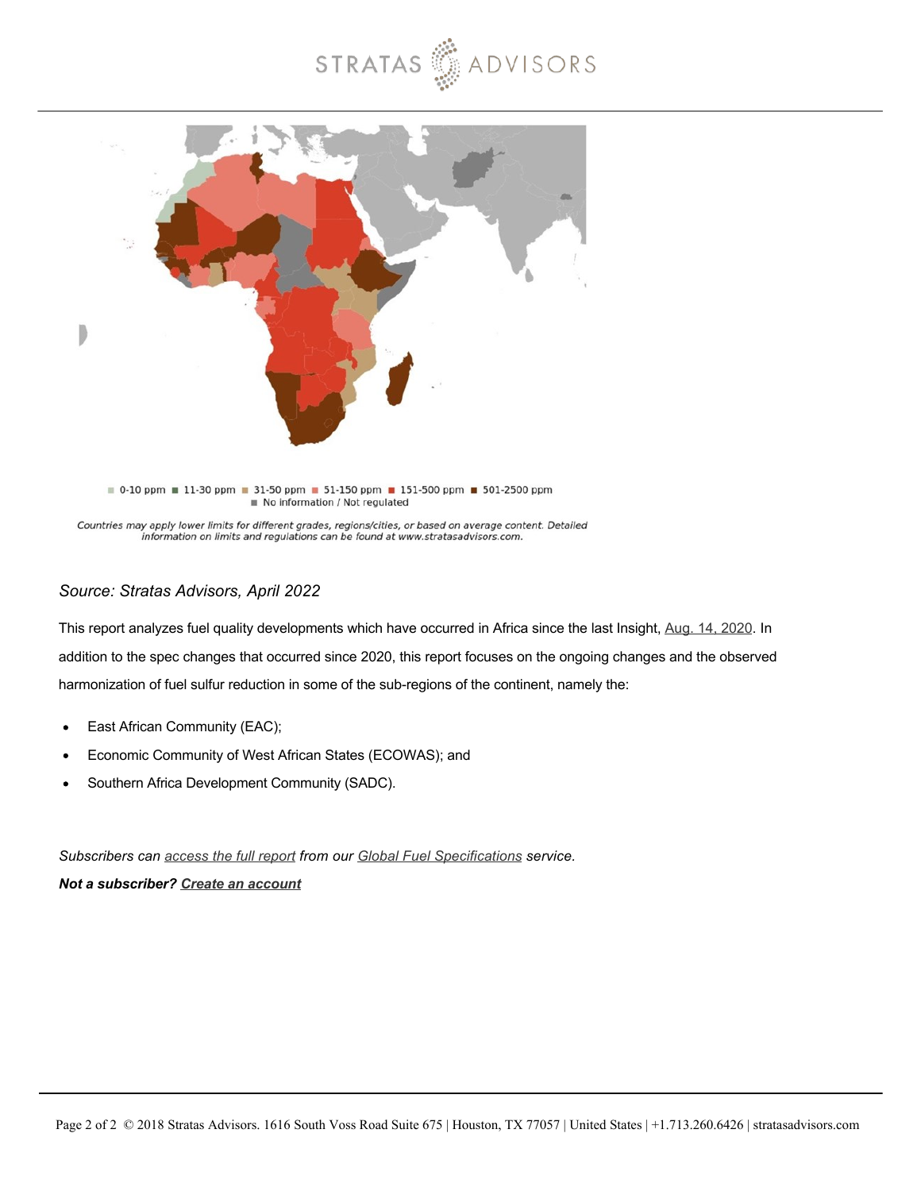0-10 ppm  11-30 ppm  31-50 ppm  51-150 ppm  151-500 ppm  501-2500 ppm
No information / Not regulated

*Countries may apply lower limits for different grades, regions/cities, or based on average content. Detailed information on limits and regulations can be found at www.stratasadvisors.com.*

*Source: Stratas Advisors, April 2022*

This report analyzes fuel quality developments which have occurred in Africa since the last Insight, Aug. 14, 2020. In addition to the spec changes that occurred since 2020, this report focuses on the ongoing changes and the observed harmonization of fuel sulfur reduction in some of the sub-regions of the continent, namely the:

- East African Community (EAC);
- Economic Community of West African States (ECOWAS); and
- Southern Africa Development Community (SADC).

*Subscribers can access the full report from our Global Fuel Specifications service.*

***Not a subscriber? Create an account***